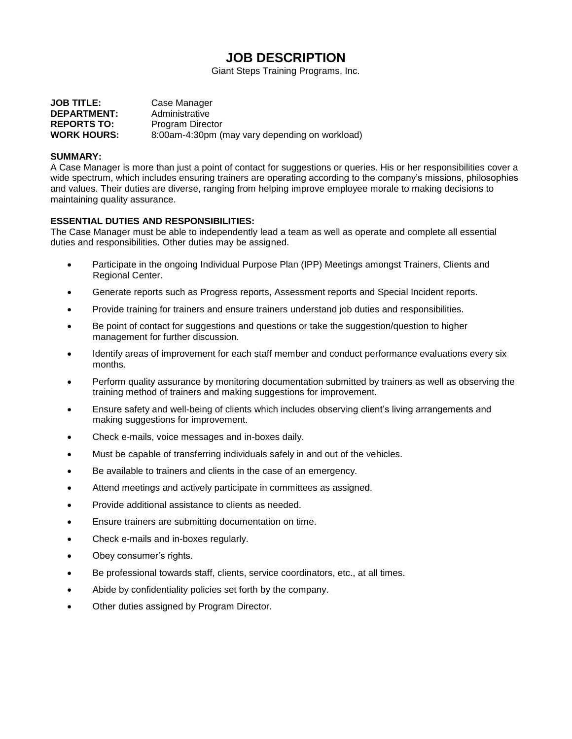# JOB DESCRIPTION

Giant Steps Training Programs, Inc.

**JOB TITLE:** Case Manager
**DEPARTMENT:** Administrative
**REPORTS TO:** Program Director
**WORK HOURS:** 8:00am-4:30pm (may vary depending on workload)

**SUMMARY:**
A Case Manager is more than just a point of contact for suggestions or queries. His or her responsibilities cover a wide spectrum, which includes ensuring trainers are operating according to the company's missions, philosophies and values. Their duties are diverse, ranging from helping improve employee morale to making decisions to maintaining quality assurance.

**ESSENTIAL DUTIES AND RESPONSIBILITIES:**
The Case Manager must be able to independently lead a team as well as operate and complete all essential duties and responsibilities. Other duties may be assigned.

- Participate in the ongoing Individual Purpose Plan (IPP) Meetings amongst Trainers, Clients and Regional Center.
- Generate reports such as Progress reports, Assessment reports and Special Incident reports.
- Provide training for trainers and ensure trainers understand job duties and responsibilities.
- Be point of contact for suggestions and questions or take the suggestion/question to higher management for further discussion.
- Identify areas of improvement for each staff member and conduct performance evaluations every six months.
- Perform quality assurance by monitoring documentation submitted by trainers as well as observing the training method of trainers and making suggestions for improvement.
- Ensure safety and well-being of clients which includes observing client's living arrangements and making suggestions for improvement.
- Check e-mails, voice messages and in-boxes daily.
- Must be capable of transferring individuals safely in and out of the vehicles.
- Be available to trainers and clients in the case of an emergency.
- Attend meetings and actively participate in committees as assigned.
- Provide additional assistance to clients as needed.
- Ensure trainers are submitting documentation on time.
- Check e-mails and in-boxes regularly.
- Obey consumer's rights.
- Be professional towards staff, clients, service coordinators, etc., at all times.
- Abide by confidentiality policies set forth by the company.
- Other duties assigned by Program Director.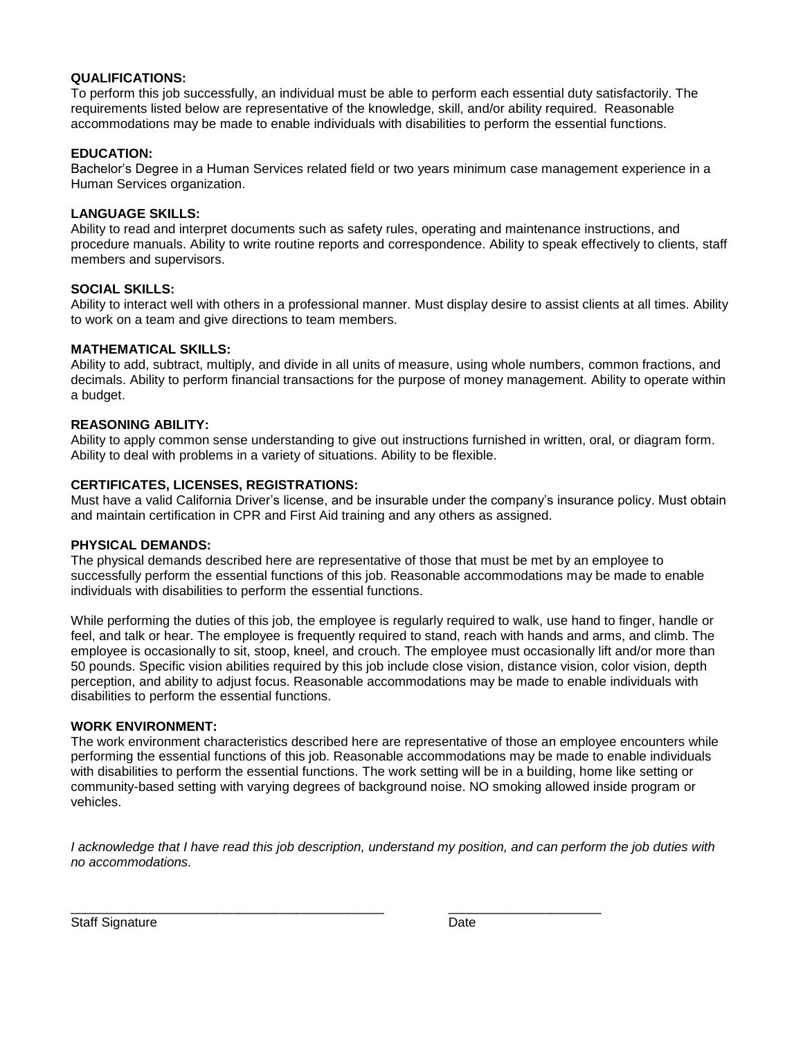**QUALIFICATIONS:**
To perform this job successfully, an individual must be able to perform each essential duty satisfactorily. The requirements listed below are representative of the knowledge, skill, and/or ability required. Reasonable accommodations may be made to enable individuals with disabilities to perform the essential functions.

**EDUCATION:**
Bachelor's Degree in a Human Services related field or two years minimum case management experience in a Human Services organization.

**LANGUAGE SKILLS:**
Ability to read and interpret documents such as safety rules, operating and maintenance instructions, and procedure manuals. Ability to write routine reports and correspondence. Ability to speak effectively to clients, staff members and supervisors.

**SOCIAL SKILLS:**
Ability to interact well with others in a professional manner. Must display desire to assist clients at all times. Ability to work on a team and give directions to team members.

**MATHEMATICAL SKILLS:**
Ability to add, subtract, multiply, and divide in all units of measure, using whole numbers, common fractions, and decimals. Ability to perform financial transactions for the purpose of money management. Ability to operate within a budget.

**REASONING ABILITY:**
Ability to apply common sense understanding to give out instructions furnished in written, oral, or diagram form. Ability to deal with problems in a variety of situations. Ability to be flexible.

**CERTIFICATES, LICENSES, REGISTRATIONS:**
Must have a valid California Driver's license, and be insurable under the company's insurance policy. Must obtain and maintain certification in CPR and First Aid training and any others as assigned.

**PHYSICAL DEMANDS:**
The physical demands described here are representative of those that must be met by an employee to successfully perform the essential functions of this job. Reasonable accommodations may be made to enable individuals with disabilities to perform the essential functions.

While performing the duties of this job, the employee is regularly required to walk, use hand to finger, handle or feel, and talk or hear. The employee is frequently required to stand, reach with hands and arms, and climb. The employee is occasionally to sit, stoop, kneel, and crouch. The employee must occasionally lift and/or more than 50 pounds. Specific vision abilities required by this job include close vision, distance vision, color vision, depth perception, and ability to adjust focus. Reasonable accommodations may be made to enable individuals with disabilities to perform the essential functions.

**WORK ENVIRONMENT:**
The work environment characteristics described here are representative of those an employee encounters while performing the essential functions of this job. Reasonable accommodations may be made to enable individuals with disabilities to perform the essential functions. The work setting will be in a building, home like setting or community-based setting with varying degrees of background noise. NO smoking allowed inside program or vehicles.

*I acknowledge that I have read this job description, understand my position, and can perform the job duties with no accommodations.*

_____________________________________________ _____________________

Staff Signature Date